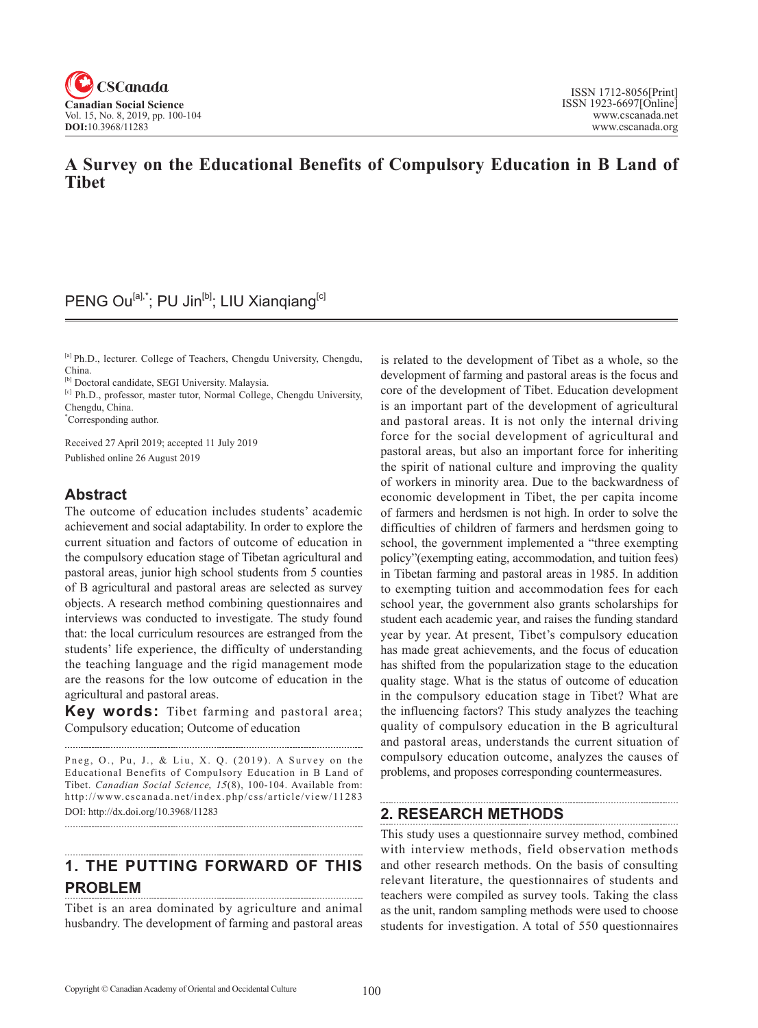# A Survey on the Educational Benefits of Compulsory Education in B Land of Tibet

PENG Ou[a],*; PU Jin[b]; LIU Xianqiang[c]

[a] Ph.D., lecturer. College of Teachers, Chengdu University, Chengdu, China.

[b] Doctoral candidate, SEGI University. Malaysia.

[c] Ph.D., professor, master tutor, Normal College, Chengdu University, Chengdu, China.

*Corresponding author.

Received 27 April 2019; accepted 11 July 2019

Published online 26 August 2019

## Abstract

The outcome of education includes students' academic achievement and social adaptability. In order to explore the current situation and factors of outcome of education in the compulsory education stage of Tibetan agricultural and pastoral areas, junior high school students from 5 counties of B agricultural and pastoral areas are selected as survey objects. A research method combining questionnaires and interviews was conducted to investigate. The study found that: the local curriculum resources are estranged from the students' life experience, the difficulty of understanding the teaching language and the rigid management mode are the reasons for the low outcome of education in the agricultural and pastoral areas.

**Key words:** Tibet farming and pastoral area; Compulsory education; Outcome of education

Pneg, O., Pu, J., & Liu, X. Q. (2019). A Survey on the Educational Benefits of Compulsory Education in B Land of Tibet. *Canadian Social Science, 15*(8), 100-104. Available from: http://www.cscanada.net/index.php/css/article/view/11283
DOI: http://dx.doi.org/10.3968/11283

## 1. THE PUTTING FORWARD OF THIS PROBLEM

Tibet is an area dominated by agriculture and animal husbandry. The development of farming and pastoral areas is related to the development of Tibet as a whole, so the development of farming and pastoral areas is the focus and core of the development of Tibet. Education development is an important part of the development of agricultural and pastoral areas. It is not only the internal driving force for the social development of agricultural and pastoral areas, but also an important force for inheriting the spirit of national culture and improving the quality of workers in minority area. Due to the backwardness of economic development in Tibet, the per capita income of farmers and herdsmen is not high. In order to solve the difficulties of children of farmers and herdsmen going to school, the government implemented a "three exempting policy"(exempting eating, accommodation, and tuition fees) in Tibetan farming and pastoral areas in 1985. In addition to exempting tuition and accommodation fees for each school year, the government also grants scholarships for student each academic year, and raises the funding standard year by year. At present, Tibet's compulsory education has made great achievements, and the focus of education has shifted from the popularization stage to the education quality stage. What is the status of outcome of education in the compulsory education stage in Tibet? What are the influencing factors? This study analyzes the teaching quality of compulsory education in the B agricultural and pastoral areas, understands the current situation of compulsory education outcome, analyzes the causes of problems, and proposes corresponding countermeasures.

## 2. RESEARCH METHODS

This study uses a questionnaire survey method, combined with interview methods, field observation methods and other research methods. On the basis of consulting relevant literature, the questionnaires of students and teachers were compiled as survey tools. Taking the class as the unit, random sampling methods were used to choose students for investigation. A total of 550 questionnaires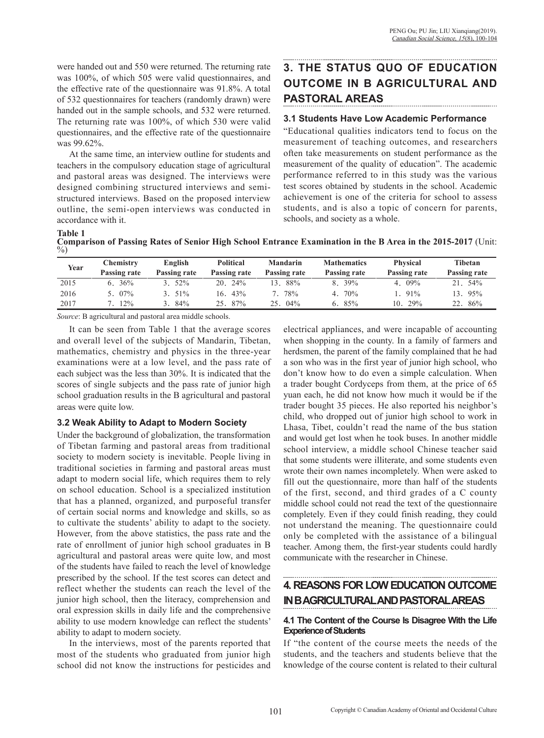were handed out and 550 were returned. The returning rate was 100%, of which 505 were valid questionnaires, and the effective rate of the questionnaire was 91.8%. A total of 532 questionnaires for teachers (randomly drawn) were handed out in the sample schools, and 532 were returned. The returning rate was 100%, of which 530 were valid questionnaires, and the effective rate of the questionnaire was 99.62%.

At the same time, an interview outline for students and teachers in the compulsory education stage of agricultural and pastoral areas was designed. The interviews were designed combining structured interviews and semi-structured interviews. Based on the proposed interview outline, the semi-open interviews was conducted in accordance with it.

## 3. THE STATUS QUO OF EDUCATION OUTCOME IN B AGRICULTURAL AND PASTORAL AREAS

### 3.1 Students Have Low Academic Performance

"Educational qualities indicators tend to focus on the measurement of teaching outcomes, and researchers often take measurements on student performance as the measurement of the quality of education". The academic performance referred to in this study was the various test scores obtained by students in the school. Academic achievement is one of the criteria for school to assess students, and is also a topic of concern for parents, schools, and society as a whole.

**Table 1**
**Comparison of Passing Rates of Senior High School Entrance Examination in the B Area in the 2015-2017** (Unit: %)

| Year | Chemistry Passing rate | English Passing rate | Political Passing rate | Mandarin Passing rate | Mathematics Passing rate | Physical Passing rate | Tibetan Passing rate |
|---|---|---|---|---|---|---|---|
| 2015 | 6. 36% | 3. 52% | 20. 24% | 13. 88% | 8. 39% | 4. 09% | 21. 54% |
| 2016 | 5. 07% | 3. 51% | 16. 43% | 7. 78% | 4. 70% | 1. 91% | 13. 95% |
| 2017 | 7. 12% | 3. 84% | 25. 87% | 25. 04% | 6. 85% | 10. 29% | 22. 86% |

*Source*: B agricultural and pastoral area middle schools.

It can be seen from Table 1 that the average scores and overall level of the subjects of Mandarin, Tibetan, mathematics, chemistry and physics in the three-year examinations were at a low level, and the pass rate of each subject was the less than 30%. It is indicated that the scores of single subjects and the pass rate of junior high school graduation results in the B agricultural and pastoral areas were quite low.

### 3.2 Weak Ability to Adapt to Modern Society

Under the background of globalization, the transformation of Tibetan farming and pastoral areas from traditional society to modern society is inevitable. People living in traditional societies in farming and pastoral areas must adapt to modern social life, which requires them to rely on school education. School is a specialized institution that has a planned, organized, and purposeful transfer of certain social norms and knowledge and skills, so as to cultivate the students' ability to adapt to the society. However, from the above statistics, the pass rate and the rate of enrollment of junior high school graduates in B agricultural and pastoral areas were quite low, and most of the students have failed to reach the level of knowledge prescribed by the school. If the test scores can detect and reflect whether the students can reach the level of the junior high school, then the literacy, comprehension and oral expression skills in daily life and the comprehensive ability to use modern knowledge can reflect the students' ability to adapt to modern society.

In the interviews, most of the parents reported that most of the students who graduated from junior high school did not know the instructions for pesticides and electrical appliances, and were incapable of accounting when shopping in the county. In a family of farmers and herdsmen, the parent of the family complained that he had a son who was in the first year of junior high school, who don't know how to do even a simple calculation. When a trader bought Cordyceps from them, at the price of 65 yuan each, he did not know how much it would be if the trader bought 35 pieces. He also reported his neighbor's child, who dropped out of junior high school to work in Lhasa, Tibet, couldn't read the name of the bus station and would get lost when he took buses. In another middle school interview, a middle school Chinese teacher said that some students were illiterate, and some students even wrote their own names incompletely. When were asked to fill out the questionnaire, more than half of the students of the first, second, and third grades of a C county middle school could not read the text of the questionnaire completely. Even if they could finish reading, they could not understand the meaning. The questionnaire could only be completed with the assistance of a bilingual teacher. Among them, the first-year students could hardly communicate with the researcher in Chinese.

## 4. REASONS FOR LOW EDUCATION OUTCOME IN B AGRICULTURAL AND PASTORAL AREAS

### 4.1 The Content of the Course Is Disagree With the Life Experience of Students

If "the content of the course meets the needs of the students, and the teachers and students believe that the knowledge of the course content is related to their cultural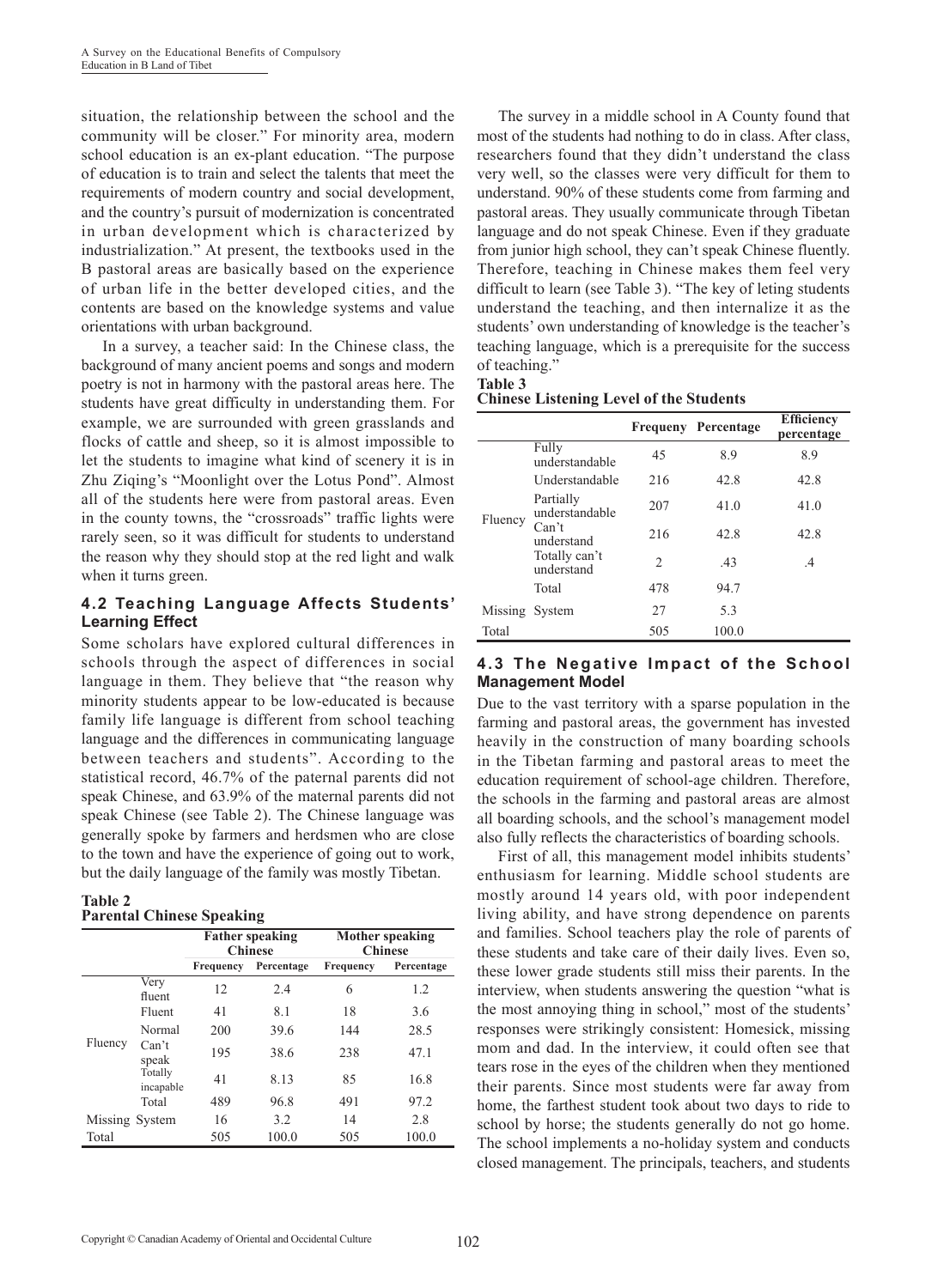situation, the relationship between the school and the community will be closer." For minority area, modern school education is an ex-plant education. "The purpose of education is to train and select the talents that meet the requirements of modern country and social development, and the country's pursuit of modernization is concentrated in urban development which is characterized by industrialization." At present, the textbooks used in the B pastoral areas are basically based on the experience of urban life in the better developed cities, and the contents are based on the knowledge systems and value orientations with urban background.

In a survey, a teacher said: In the Chinese class, the background of many ancient poems and songs and modern poetry is not in harmony with the pastoral areas here. The students have great difficulty in understanding them. For example, we are surrounded with green grasslands and flocks of cattle and sheep, so it is almost impossible to let the students to imagine what kind of scenery it is in Zhu Ziqing's "Moonlight over the Lotus Pond". Almost all of the students here were from pastoral areas. Even in the county towns, the "crossroads" traffic lights were rarely seen, so it was difficult for students to understand the reason why they should stop at the red light and walk when it turns green.

### 4.2 Teaching Language Affects Students' Learning Effect

Some scholars have explored cultural differences in schools through the aspect of differences in social language in them. They believe that "the reason why minority students appear to be low-educated is because family life language is different from school teaching language and the differences in communicating language between teachers and students". According to the statistical record, 46.7% of the paternal parents did not speak Chinese, and 63.9% of the maternal parents did not speak Chinese (see Table 2). The Chinese language was generally spoke by farmers and herdsmen who are close to the town and have the experience of going out to work, but the daily language of the family was mostly Tibetan.

**Table 2**
**Parental Chinese Speaking**

| | | Father speaking Chinese | | Mother speaking Chinese | |
|---|---|---|---|---|---|
| | | Frequency | Percentage | Frequency | Percentage |
| Fluency | Very fluent | 12 | 2.4 | 6 | 1.2 |
| | Fluent | 41 | 8.1 | 18 | 3.6 |
| | Normal | 200 | 39.6 | 144 | 28.5 |
| | Can't speak | 195 | 38.6 | 238 | 47.1 |
| | Totally incapable | 41 | 8.13 | 85 | 16.8 |
| | Total | 489 | 96.8 | 491 | 97.2 |
| Missing | System | 16 | 3.2 | 14 | 2.8 |
| Total | | 505 | 100.0 | 505 | 100.0 |

The survey in a middle school in A County found that most of the students had nothing to do in class. After class, researchers found that they didn't understand the class very well, so the classes were very difficult for them to understand. 90% of these students come from farming and pastoral areas. They usually communicate through Tibetan language and do not speak Chinese. Even if they graduate from junior high school, they can't speak Chinese fluently. Therefore, teaching in Chinese makes them feel very difficult to learn (see Table 3). "The key of leting students understand the teaching, and then internalize it as the students' own understanding of knowledge is the teacher's teaching language, which is a prerequisite for the success of teaching."

**Table 3**
**Chinese Listening Level of the Students**

| | | Frequeny | Percentage | Efficiency percentage |
|---|---|---|---|---|
| Fluency | Fully understandable | 45 | 8.9 | 8.9 |
| | Understandable | 216 | 42.8 | 42.8 |
| | Partially understandable | 207 | 41.0 | 41.0 |
| | Can't understand | 216 | 42.8 | 42.8 |
| | Totally can't understand | 2 | .43 | .4 |
| | Total | 478 | 94.7 | |
| Missing | System | 27 | 5.3 | |
| Total | | 505 | 100.0 | |

### 4.3 The Negative Impact of the School Management Model

Due to the vast territory with a sparse population in the farming and pastoral areas, the government has invested heavily in the construction of many boarding schools in the Tibetan farming and pastoral areas to meet the education requirement of school-age children. Therefore, the schools in the farming and pastoral areas are almost all boarding schools, and the school's management model also fully reflects the characteristics of boarding schools.

First of all, this management model inhibits students' enthusiasm for learning. Middle school students are mostly around 14 years old, with poor independent living ability, and have strong dependence on parents and families. School teachers play the role of parents of these students and take care of their daily lives. Even so, these lower grade students still miss their parents. In the interview, when students answering the question "what is the most annoying thing in school," most of the students' responses were strikingly consistent: Homesick, missing mom and dad. In the interview, it could often see that tears rose in the eyes of the children when they mentioned their parents. Since most students were far away from home, the farthest student took about two days to ride to school by horse; the students generally do not go home. The school implements a no-holiday system and conducts closed management. The principals, teachers, and students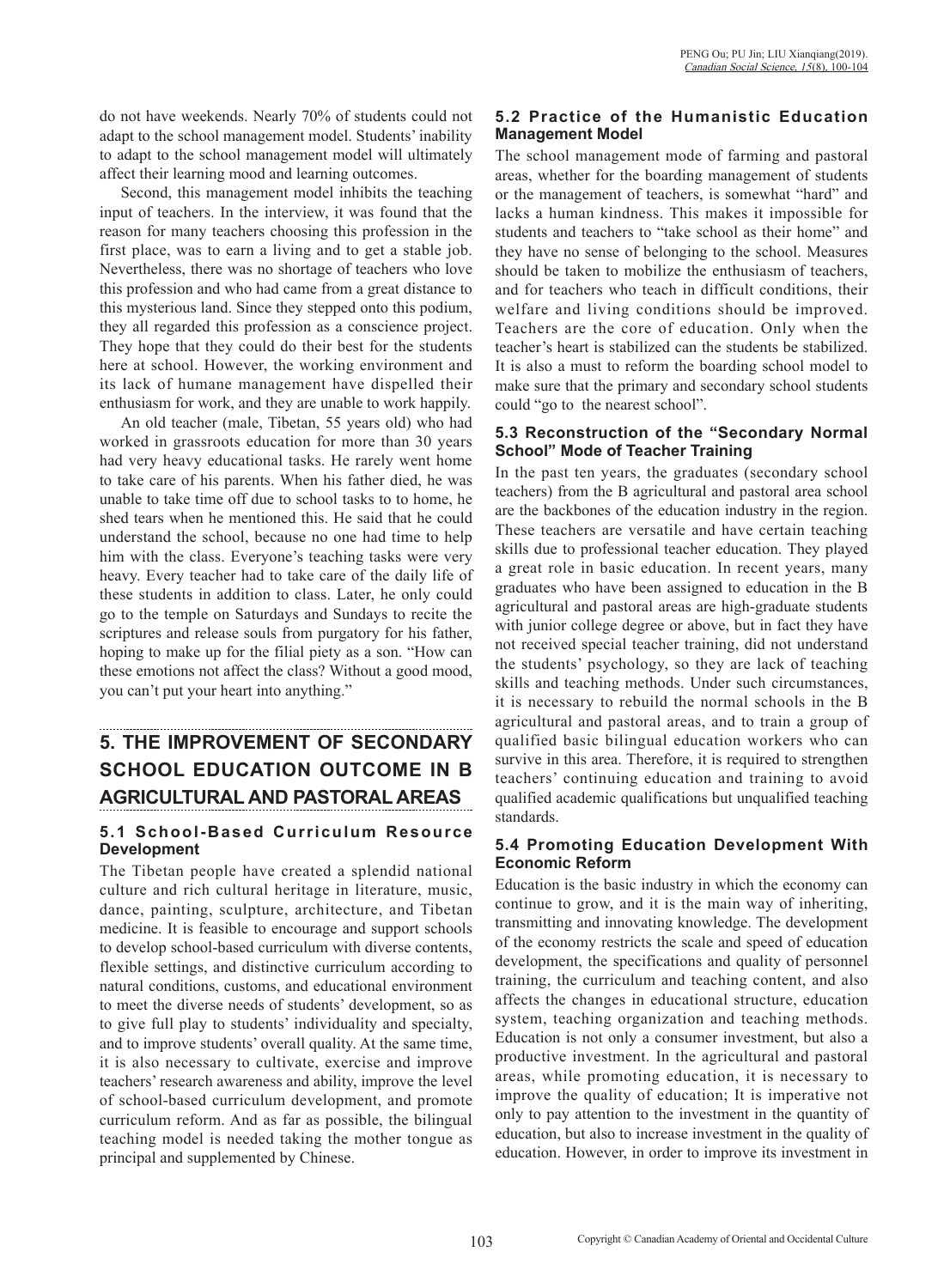do not have weekends. Nearly 70% of students could not adapt to the school management model. Students' inability to adapt to the school management model will ultimately affect their learning mood and learning outcomes.

Second, this management model inhibits the teaching input of teachers. In the interview, it was found that the reason for many teachers choosing this profession in the first place, was to earn a living and to get a stable job. Nevertheless, there was no shortage of teachers who love this profession and who had came from a great distance to this mysterious land. Since they stepped onto this podium, they all regarded this profession as a conscience project. They hope that they could do their best for the students here at school. However, the working environment and its lack of humane management have dispelled their enthusiasm for work, and they are unable to work happily.

An old teacher (male, Tibetan, 55 years old) who had worked in grassroots education for more than 30 years had very heavy educational tasks. He rarely went home to take care of his parents. When his father died, he was unable to take time off due to school tasks to to home, he shed tears when he mentioned this. He said that he could understand the school, because no one had time to help him with the class. Everyone's teaching tasks were very heavy. Every teacher had to take care of the daily life of these students in addition to class. Later, he only could go to the temple on Saturdays and Sundays to recite the scriptures and release souls from purgatory for his father, hoping to make up for the filial piety as a son. "How can these emotions not affect the class? Without a good mood, you can't put your heart into anything."

## 5. THE IMPROVEMENT OF SECONDARY SCHOOL EDUCATION OUTCOME IN B AGRICULTURAL AND PASTORAL AREAS

### 5.1 School-Based Curriculum Resource Development

The Tibetan people have created a splendid national culture and rich cultural heritage in literature, music, dance, painting, sculpture, architecture, and Tibetan medicine. It is feasible to encourage and support schools to develop school-based curriculum with diverse contents, flexible settings, and distinctive curriculum according to natural conditions, customs, and educational environment to meet the diverse needs of students' development, so as to give full play to students' individuality and specialty, and to improve students' overall quality. At the same time, it is also necessary to cultivate, exercise and improve teachers' research awareness and ability, improve the level of school-based curriculum development, and promote curriculum reform. And as far as possible, the bilingual teaching model is needed taking the mother tongue as principal and supplemented by Chinese.

### 5.2 Practice of the Humanistic Education Management Model

The school management mode of farming and pastoral areas, whether for the boarding management of students or the management of teachers, is somewhat "hard" and lacks a human kindness. This makes it impossible for students and teachers to "take school as their home" and they have no sense of belonging to the school. Measures should be taken to mobilize the enthusiasm of teachers, and for teachers who teach in difficult conditions, their welfare and living conditions should be improved. Teachers are the core of education. Only when the teacher's heart is stabilized can the students be stabilized. It is also a must to reform the boarding school model to make sure that the primary and secondary school students could "go to the nearest school".

### 5.3 Reconstruction of the "Secondary Normal School" Mode of Teacher Training

In the past ten years, the graduates (secondary school teachers) from the B agricultural and pastoral area school are the backbones of the education industry in the region. These teachers are versatile and have certain teaching skills due to professional teacher education. They played a great role in basic education. In recent years, many graduates who have been assigned to education in the B agricultural and pastoral areas are high-graduate students with junior college degree or above, but in fact they have not received special teacher training, did not understand the students' psychology, so they are lack of teaching skills and teaching methods. Under such circumstances, it is necessary to rebuild the normal schools in the B agricultural and pastoral areas, and to train a group of qualified basic bilingual education workers who can survive in this area. Therefore, it is required to strengthen teachers' continuing education and training to avoid qualified academic qualifications but unqualified teaching standards.

### 5.4 Promoting Education Development With Economic Reform

Education is the basic industry in which the economy can continue to grow, and it is the main way of inheriting, transmitting and innovating knowledge. The development of the economy restricts the scale and speed of education development, the specifications and quality of personnel training, the curriculum and teaching content, and also affects the changes in educational structure, education system, teaching organization and teaching methods. Education is not only a consumer investment, but also a productive investment. In the agricultural and pastoral areas, while promoting education, it is necessary to improve the quality of education; It is imperative not only to pay attention to the investment in the quantity of education, but also to increase investment in the quality of education. However, in order to improve its investment in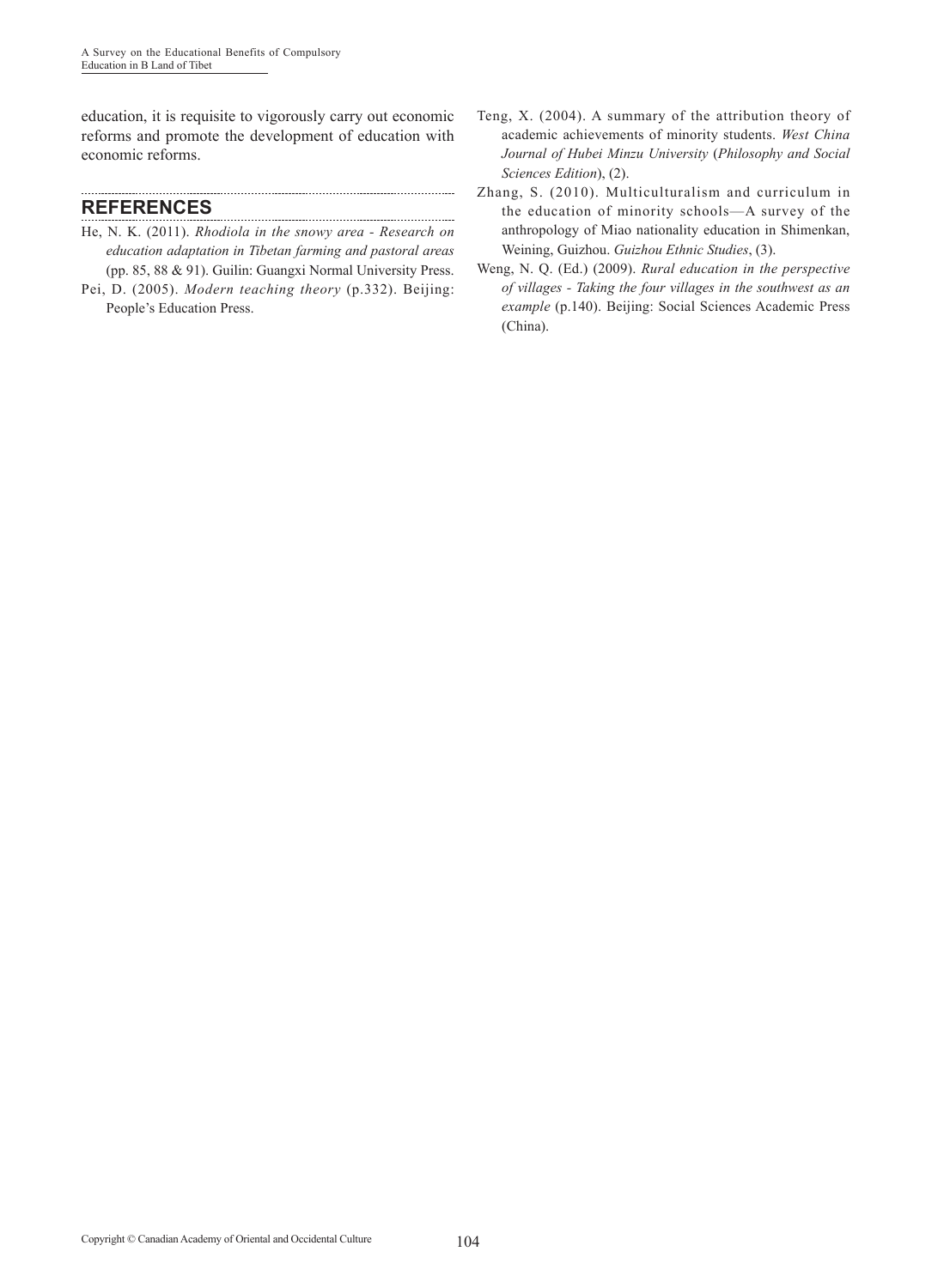education, it is requisite to vigorously carry out economic reforms and promote the development of education with economic reforms.

## REFERENCES

He, N. K. (2011). *Rhodiola in the snowy area - Research on education adaptation in Tibetan farming and pastoral areas* (pp. 85, 88 & 91). Guilin: Guangxi Normal University Press.

Pei, D. (2005). *Modern teaching theory* (p.332). Beijing: People's Education Press.

Teng, X. (2004). A summary of the attribution theory of academic achievements of minority students. *West China Journal of Hubei Minzu University* (*Philosophy and Social Sciences Edition*), (2).

Zhang, S. (2010). Multiculturalism and curriculum in the education of minority schools—A survey of the anthropology of Miao nationality education in Shimenkan, Weining, Guizhou. *Guizhou Ethnic Studies*, (3).

Weng, N. Q. (Ed.) (2009). *Rural education in the perspective of villages - Taking the four villages in the southwest as an example* (p.140). Beijing: Social Sciences Academic Press (China).